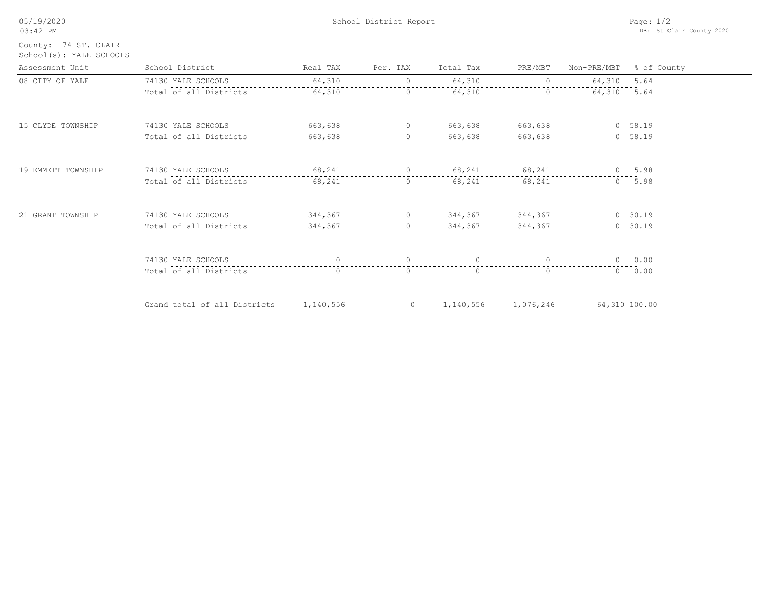School District Report

County: 74 ST. CLAIR
School(s): YALE SCHOOLS

| Assessment Unit | School District | Real TAX | Per. TAX | Total Tax | PRE/MBT | Non-PRE/MBT | % of County |
|---|---|---|---|---|---|---|---|
| 08 CITY OF YALE | 74130 YALE SCHOOLS | 64,310 | 0 | 64,310 | 0 | 64,310 | 5.64 |
| | Total of all Districts | 64,310 | 0 | 64,310 | 0 | 64,310 | 5.64 |
| 15 CLYDE TOWNSHIP | 74130 YALE SCHOOLS | 663,638 | 0 | 663,638 | 663,638 | 0 | 58.19 |
| | Total of all Districts | 663,638 | 0 | 663,638 | 663,638 | 0 | 58.19 |
| 19 EMMETT TOWNSHIP | 74130 YALE SCHOOLS | 68,241 | 0 | 68,241 | 68,241 | 0 | 5.98 |
| | Total of all Districts | 68,241 | 0 | 68,241 | 68,241 | 0 | 5.98 |
| 21 GRANT TOWNSHIP | 74130 YALE SCHOOLS | 344,367 | 0 | 344,367 | 344,367 | 0 | 30.19 |
| | Total of all Districts | 344,367 | 0 | 344,367 | 344,367 | 0 | 30.19 |
| | 74130 YALE SCHOOLS | 0 | 0 | 0 | 0 | 0 | 0.00 |
| | Total of all Districts | 0 | 0 | 0 | 0 | 0 | 0.00 |
| | Grand total of all Districts | 1,140,556 | 0 | 1,140,556 | 1,076,246 | 64,310 | 100.00 |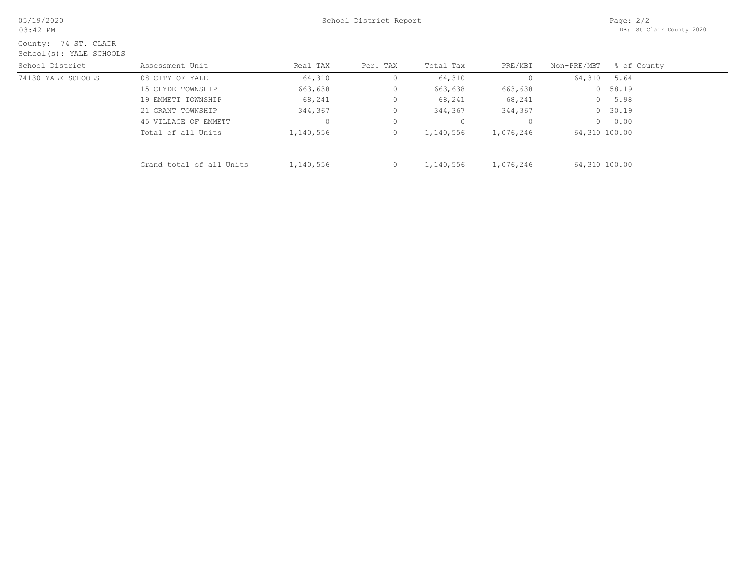County: 74 ST. CLAIR

School(s): YALE SCHOOLS

| School District | Assessment Unit | Real TAX | Per. TAX | Total Tax | PRE/MBT | Non-PRE/MBT | % of County |
|---|---|---|---|---|---|---|---|
| 74130 YALE SCHOOLS | 08 CITY OF YALE | 64,310 | 0 | 64,310 | 0 | 64,310 | 5.64 |
| | 15 CLYDE TOWNSHIP | 663,638 | 0 | 663,638 | 663,638 | 0 | 58.19 |
| | 19 EMMETT TOWNSHIP | 68,241 | 0 | 68,241 | 68,241 | 0 | 5.98 |
| | 21 GRANT TOWNSHIP | 344,367 | 0 | 344,367 | 344,367 | 0 | 30.19 |
| | 45 VILLAGE OF EMMETT | 0 | 0 | 0 | 0 | 0 | 0.00 |
| | Total of all Units | 1,140,556 | 0 | 1,140,556 | 1,076,246 | 64,310 | 100.00 |
| | Grand total of all Units | 1,140,556 | 0 | 1,140,556 | 1,076,246 | 64,310 | 100.00 |